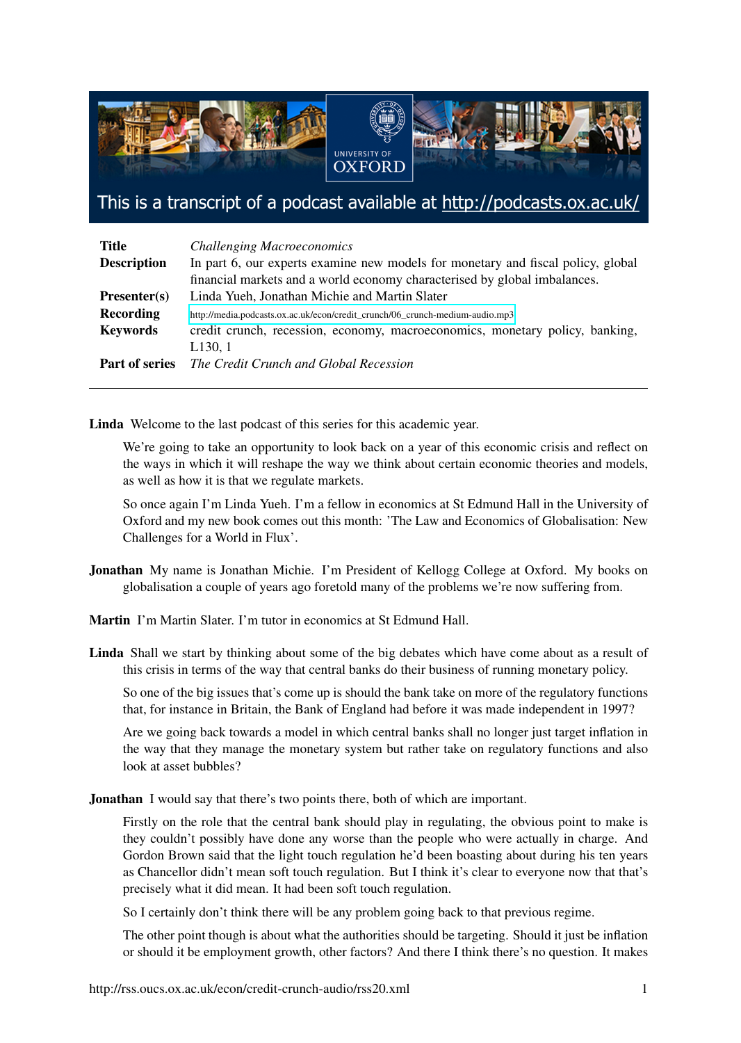This is a transcript of a podcast available at http://podcasts.ox.ac.uk/

| | |
|---|---|
| **Title** | *Challenging Macroeconomics* |
| **Description** | In part 6, our experts examine new models for monetary and fiscal policy, global financial markets and a world economy characterised by global imbalances. |
| **Presenter(s)** | Linda Yueh, Jonathan Michie and Martin Slater |
| **Recording** | http://media.podcasts.ox.ac.uk/econ/credit_crunch/06_crunch-medium-audio.mp3 |
| **Keywords** | credit crunch, recession, economy, macroeconomics, monetary policy, banking, L130, 1 |
| **Part of series** | *The Credit Crunch and Global Recession* |

---

**Linda** Welcome to the last podcast of this series for this academic year.

We're going to take an opportunity to look back on a year of this economic crisis and reflect on the ways in which it will reshape the way we think about certain economic theories and models, as well as how it is that we regulate markets.

So once again I'm Linda Yueh. I'm a fellow in economics at St Edmund Hall in the University of Oxford and my new book comes out this month: 'The Law and Economics of Globalisation: New Challenges for a World in Flux'.

**Jonathan** My name is Jonathan Michie. I'm President of Kellogg College at Oxford. My books on globalisation a couple of years ago foretold many of the problems we're now suffering from.

**Martin** I'm Martin Slater. I'm tutor in economics at St Edmund Hall.

**Linda** Shall we start by thinking about some of the big debates which have come about as a result of this crisis in terms of the way that central banks do their business of running monetary policy.

So one of the big issues that's come up is should the bank take on more of the regulatory functions that, for instance in Britain, the Bank of England had before it was made independent in 1997?

Are we going back towards a model in which central banks shall no longer just target inflation in the way that they manage the monetary system but rather take on regulatory functions and also look at asset bubbles?

**Jonathan** I would say that there's two points there, both of which are important.

Firstly on the role that the central bank should play in regulating, the obvious point to make is they couldn't possibly have done any worse than the people who were actually in charge. And Gordon Brown said that the light touch regulation he'd been boasting about during his ten years as Chancellor didn't mean soft touch regulation. But I think it's clear to everyone now that that's precisely what it did mean. It had been soft touch regulation.

So I certainly don't think there will be any problem going back to that previous regime.

The other point though is about what the authorities should be targeting. Should it just be inflation or should it be employment growth, other factors? And there I think there's no question. It makes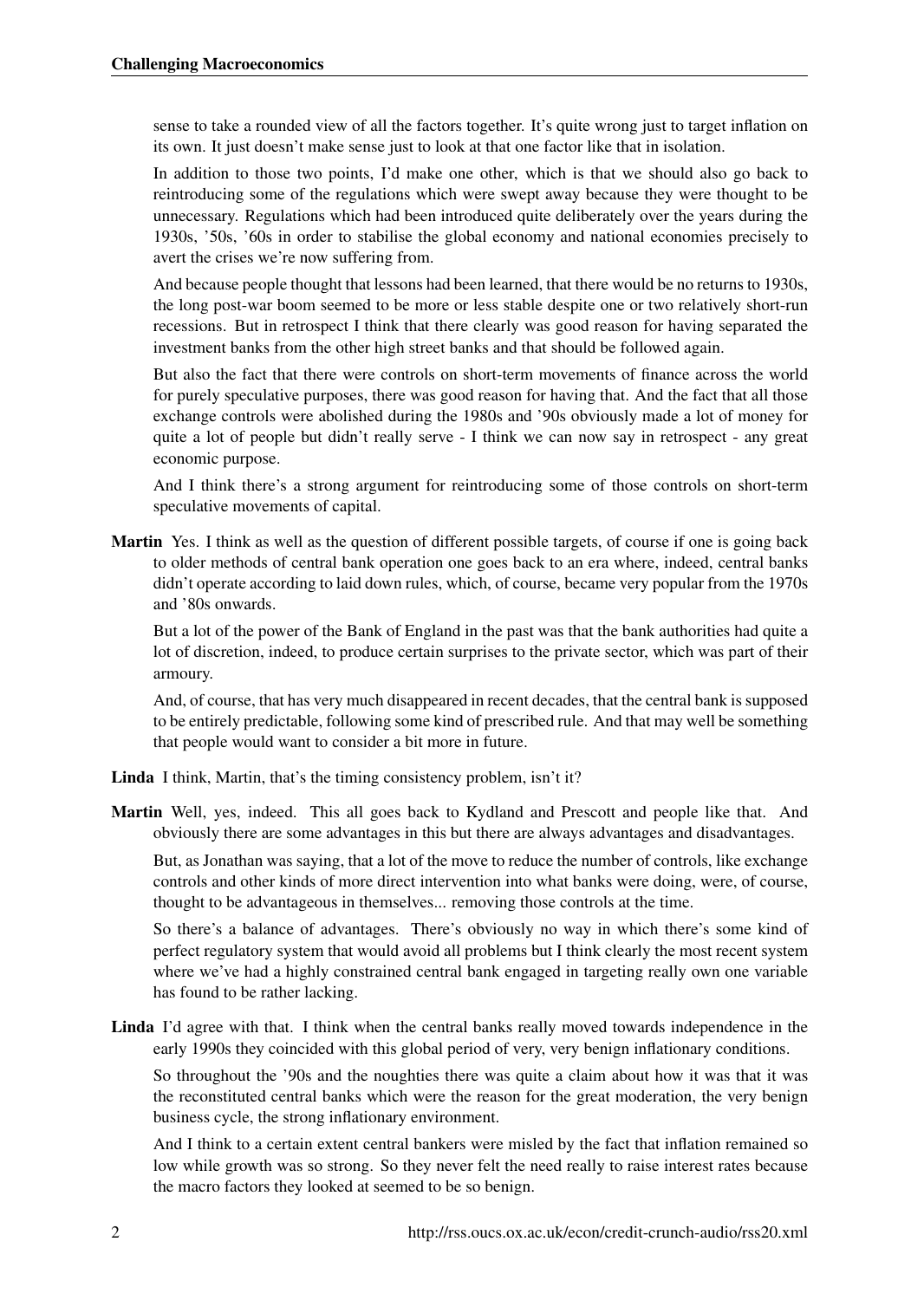sense to take a rounded view of all the factors together. It's quite wrong just to target inflation on its own. It just doesn't make sense just to look at that one factor like that in isolation.

In addition to those two points, I'd make one other, which is that we should also go back to reintroducing some of the regulations which were swept away because they were thought to be unnecessary. Regulations which had been introduced quite deliberately over the years during the 1930s, '50s, '60s in order to stabilise the global economy and national economies precisely to avert the crises we're now suffering from.

And because people thought that lessons had been learned, that there would be no returns to 1930s, the long post-war boom seemed to be more or less stable despite one or two relatively short-run recessions. But in retrospect I think that there clearly was good reason for having separated the investment banks from the other high street banks and that should be followed again.

But also the fact that there were controls on short-term movements of finance across the world for purely speculative purposes, there was good reason for having that. And the fact that all those exchange controls were abolished during the 1980s and '90s obviously made a lot of money for quite a lot of people but didn't really serve - I think we can now say in retrospect - any great economic purpose.

And I think there's a strong argument for reintroducing some of those controls on short-term speculative movements of capital.

**Martin** Yes. I think as well as the question of different possible targets, of course if one is going back to older methods of central bank operation one goes back to an era where, indeed, central banks didn't operate according to laid down rules, which, of course, became very popular from the 1970s and '80s onwards.

But a lot of the power of the Bank of England in the past was that the bank authorities had quite a lot of discretion, indeed, to produce certain surprises to the private sector, which was part of their armoury.

And, of course, that has very much disappeared in recent decades, that the central bank is supposed to be entirely predictable, following some kind of prescribed rule. And that may well be something that people would want to consider a bit more in future.

**Linda** I think, Martin, that's the timing consistency problem, isn't it?

**Martin** Well, yes, indeed. This all goes back to Kydland and Prescott and people like that. And obviously there are some advantages in this but there are always advantages and disadvantages.

But, as Jonathan was saying, that a lot of the move to reduce the number of controls, like exchange controls and other kinds of more direct intervention into what banks were doing, were, of course, thought to be advantageous in themselves... removing those controls at the time.

So there's a balance of advantages. There's obviously no way in which there's some kind of perfect regulatory system that would avoid all problems but I think clearly the most recent system where we've had a highly constrained central bank engaged in targeting really own one variable has found to be rather lacking.

**Linda** I'd agree with that. I think when the central banks really moved towards independence in the early 1990s they coincided with this global period of very, very benign inflationary conditions.

So throughout the '90s and the noughties there was quite a claim about how it was that it was the reconstituted central banks which were the reason for the great moderation, the very benign business cycle, the strong inflationary environment.

And I think to a certain extent central bankers were misled by the fact that inflation remained so low while growth was so strong. So they never felt the need really to raise interest rates because the macro factors they looked at seemed to be so benign.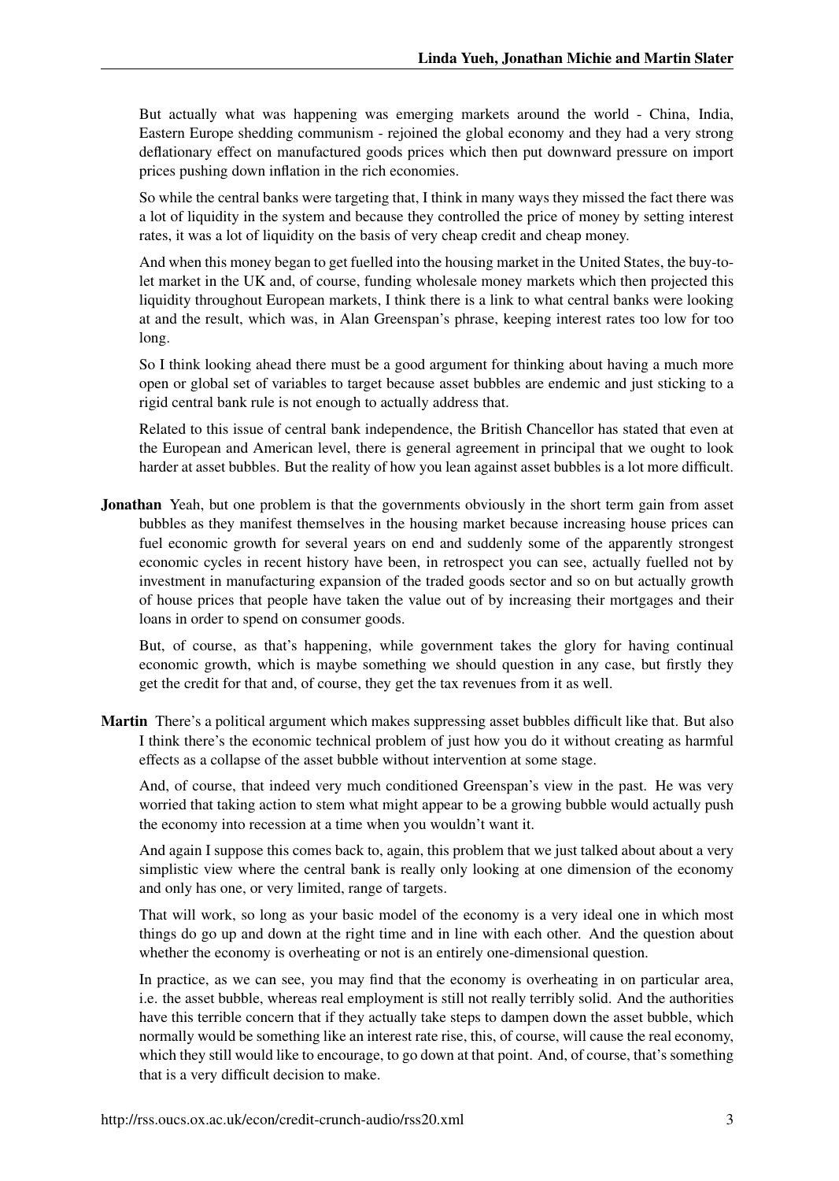But actually what was happening was emerging markets around the world - China, India, Eastern Europe shedding communism - rejoined the global economy and they had a very strong deflationary effect on manufactured goods prices which then put downward pressure on import prices pushing down inflation in the rich economies.

So while the central banks were targeting that, I think in many ways they missed the fact there was a lot of liquidity in the system and because they controlled the price of money by setting interest rates, it was a lot of liquidity on the basis of very cheap credit and cheap money.

And when this money began to get fuelled into the housing market in the United States, the buy-to-let market in the UK and, of course, funding wholesale money markets which then projected this liquidity throughout European markets, I think there is a link to what central banks were looking at and the result, which was, in Alan Greenspan's phrase, keeping interest rates too low for too long.

So I think looking ahead there must be a good argument for thinking about having a much more open or global set of variables to target because asset bubbles are endemic and just sticking to a rigid central bank rule is not enough to actually address that.

Related to this issue of central bank independence, the British Chancellor has stated that even at the European and American level, there is general agreement in principal that we ought to look harder at asset bubbles. But the reality of how you lean against asset bubbles is a lot more difficult.

**Jonathan** Yeah, but one problem is that the governments obviously in the short term gain from asset bubbles as they manifest themselves in the housing market because increasing house prices can fuel economic growth for several years on end and suddenly some of the apparently strongest economic cycles in recent history have been, in retrospect you can see, actually fuelled not by investment in manufacturing expansion of the traded goods sector and so on but actually growth of house prices that people have taken the value out of by increasing their mortgages and their loans in order to spend on consumer goods.

But, of course, as that's happening, while government takes the glory for having continual economic growth, which is maybe something we should question in any case, but firstly they get the credit for that and, of course, they get the tax revenues from it as well.

**Martin** There's a political argument which makes suppressing asset bubbles difficult like that. But also I think there's the economic technical problem of just how you do it without creating as harmful effects as a collapse of the asset bubble without intervention at some stage.

And, of course, that indeed very much conditioned Greenspan's view in the past. He was very worried that taking action to stem what might appear to be a growing bubble would actually push the economy into recession at a time when you wouldn't want it.

And again I suppose this comes back to, again, this problem that we just talked about about a very simplistic view where the central bank is really only looking at one dimension of the economy and only has one, or very limited, range of targets.

That will work, so long as your basic model of the economy is a very ideal one in which most things do go up and down at the right time and in line with each other. And the question about whether the economy is overheating or not is an entirely one-dimensional question.

In practice, as we can see, you may find that the economy is overheating in on particular area, i.e. the asset bubble, whereas real employment is still not really terribly solid. And the authorities have this terrible concern that if they actually take steps to dampen down the asset bubble, which normally would be something like an interest rate rise, this, of course, will cause the real economy, which they still would like to encourage, to go down at that point. And, of course, that's something that is a very difficult decision to make.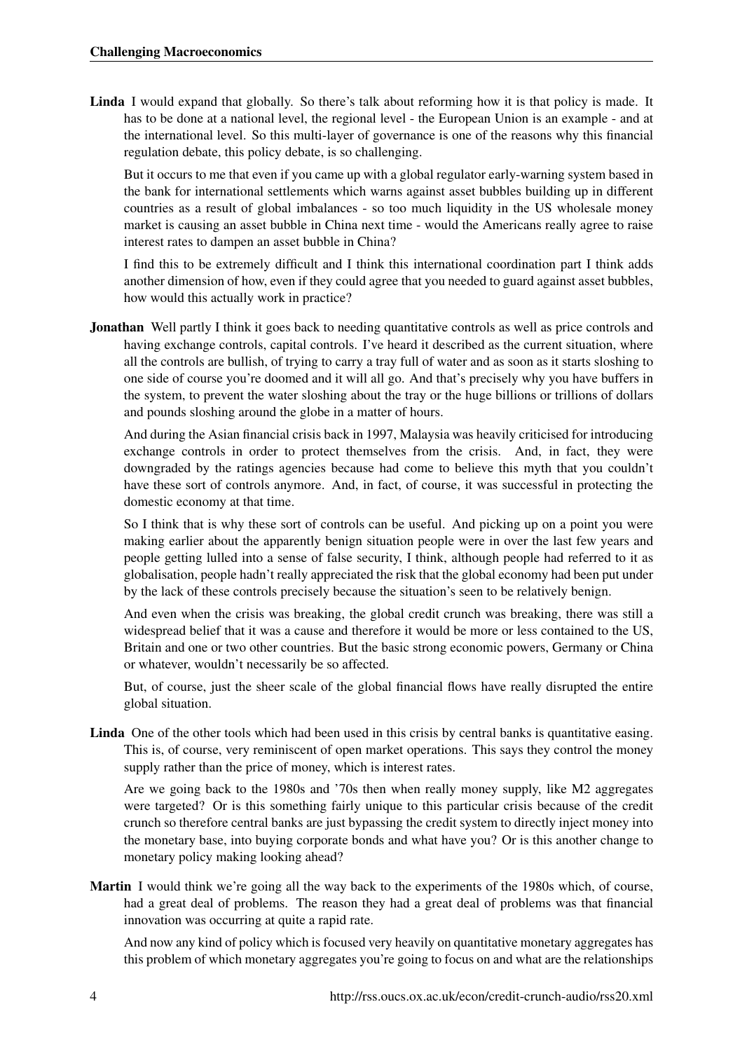**Linda** I would expand that globally. So there's talk about reforming how it is that policy is made. It has to be done at a national level, the regional level - the European Union is an example - and at the international level. So this multi-layer of governance is one of the reasons why this financial regulation debate, this policy debate, is so challenging.

But it occurs to me that even if you came up with a global regulator early-warning system based in the bank for international settlements which warns against asset bubbles building up in different countries as a result of global imbalances - so too much liquidity in the US wholesale money market is causing an asset bubble in China next time - would the Americans really agree to raise interest rates to dampen an asset bubble in China?

I find this to be extremely difficult and I think this international coordination part I think adds another dimension of how, even if they could agree that you needed to guard against asset bubbles, how would this actually work in practice?

**Jonathan** Well partly I think it goes back to needing quantitative controls as well as price controls and having exchange controls, capital controls. I've heard it described as the current situation, where all the controls are bullish, of trying to carry a tray full of water and as soon as it starts sloshing to one side of course you're doomed and it will all go. And that's precisely why you have buffers in the system, to prevent the water sloshing about the tray or the huge billions or trillions of dollars and pounds sloshing around the globe in a matter of hours.

And during the Asian financial crisis back in 1997, Malaysia was heavily criticised for introducing exchange controls in order to protect themselves from the crisis. And, in fact, they were downgraded by the ratings agencies because had come to believe this myth that you couldn't have these sort of controls anymore. And, in fact, of course, it was successful in protecting the domestic economy at that time.

So I think that is why these sort of controls can be useful. And picking up on a point you were making earlier about the apparently benign situation people were in over the last few years and people getting lulled into a sense of false security, I think, although people had referred to it as globalisation, people hadn't really appreciated the risk that the global economy had been put under by the lack of these controls precisely because the situation's seen to be relatively benign.

And even when the crisis was breaking, the global credit crunch was breaking, there was still a widespread belief that it was a cause and therefore it would be more or less contained to the US, Britain and one or two other countries. But the basic strong economic powers, Germany or China or whatever, wouldn't necessarily be so affected.

But, of course, just the sheer scale of the global financial flows have really disrupted the entire global situation.

**Linda** One of the other tools which had been used in this crisis by central banks is quantitative easing. This is, of course, very reminiscent of open market operations. This says they control the money supply rather than the price of money, which is interest rates.

Are we going back to the 1980s and '70s then when really money supply, like M2 aggregates were targeted? Or is this something fairly unique to this particular crisis because of the credit crunch so therefore central banks are just bypassing the credit system to directly inject money into the monetary base, into buying corporate bonds and what have you? Or is this another change to monetary policy making looking ahead?

**Martin** I would think we're going all the way back to the experiments of the 1980s which, of course, had a great deal of problems. The reason they had a great deal of problems was that financial innovation was occurring at quite a rapid rate.

And now any kind of policy which is focused very heavily on quantitative monetary aggregates has this problem of which monetary aggregates you're going to focus on and what are the relationships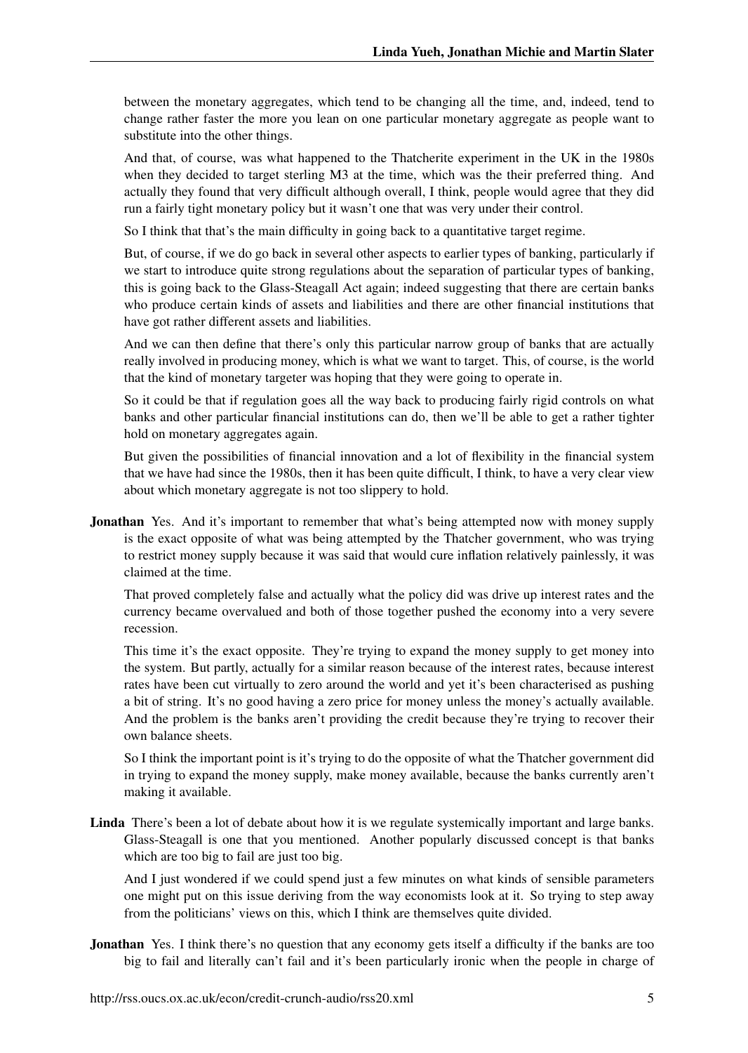between the monetary aggregates, which tend to be changing all the time, and, indeed, tend to change rather faster the more you lean on one particular monetary aggregate as people want to substitute into the other things.

And that, of course, was what happened to the Thatcherite experiment in the UK in the 1980s when they decided to target sterling M3 at the time, which was the their preferred thing. And actually they found that very difficult although overall, I think, people would agree that they did run a fairly tight monetary policy but it wasn't one that was very under their control.

So I think that that's the main difficulty in going back to a quantitative target regime.

But, of course, if we do go back in several other aspects to earlier types of banking, particularly if we start to introduce quite strong regulations about the separation of particular types of banking, this is going back to the Glass-Steagall Act again; indeed suggesting that there are certain banks who produce certain kinds of assets and liabilities and there are other financial institutions that have got rather different assets and liabilities.

And we can then define that there's only this particular narrow group of banks that are actually really involved in producing money, which is what we want to target. This, of course, is the world that the kind of monetary targeter was hoping that they were going to operate in.

So it could be that if regulation goes all the way back to producing fairly rigid controls on what banks and other particular financial institutions can do, then we'll be able to get a rather tighter hold on monetary aggregates again.

But given the possibilities of financial innovation and a lot of flexibility in the financial system that we have had since the 1980s, then it has been quite difficult, I think, to have a very clear view about which monetary aggregate is not too slippery to hold.

**Jonathan** Yes. And it's important to remember that what's being attempted now with money supply is the exact opposite of what was being attempted by the Thatcher government, who was trying to restrict money supply because it was said that would cure inflation relatively painlessly, it was claimed at the time.

That proved completely false and actually what the policy did was drive up interest rates and the currency became overvalued and both of those together pushed the economy into a very severe recession.

This time it's the exact opposite. They're trying to expand the money supply to get money into the system. But partly, actually for a similar reason because of the interest rates, because interest rates have been cut virtually to zero around the world and yet it's been characterised as pushing a bit of string. It's no good having a zero price for money unless the money's actually available. And the problem is the banks aren't providing the credit because they're trying to recover their own balance sheets.

So I think the important point is it's trying to do the opposite of what the Thatcher government did in trying to expand the money supply, make money available, because the banks currently aren't making it available.

**Linda** There's been a lot of debate about how it is we regulate systemically important and large banks. Glass-Steagall is one that you mentioned. Another popularly discussed concept is that banks which are too big to fail are just too big.

And I just wondered if we could spend just a few minutes on what kinds of sensible parameters one might put on this issue deriving from the way economists look at it. So trying to step away from the politicians' views on this, which I think are themselves quite divided.

**Jonathan** Yes. I think there's no question that any economy gets itself a difficulty if the banks are too big to fail and literally can't fail and it's been particularly ironic when the people in charge of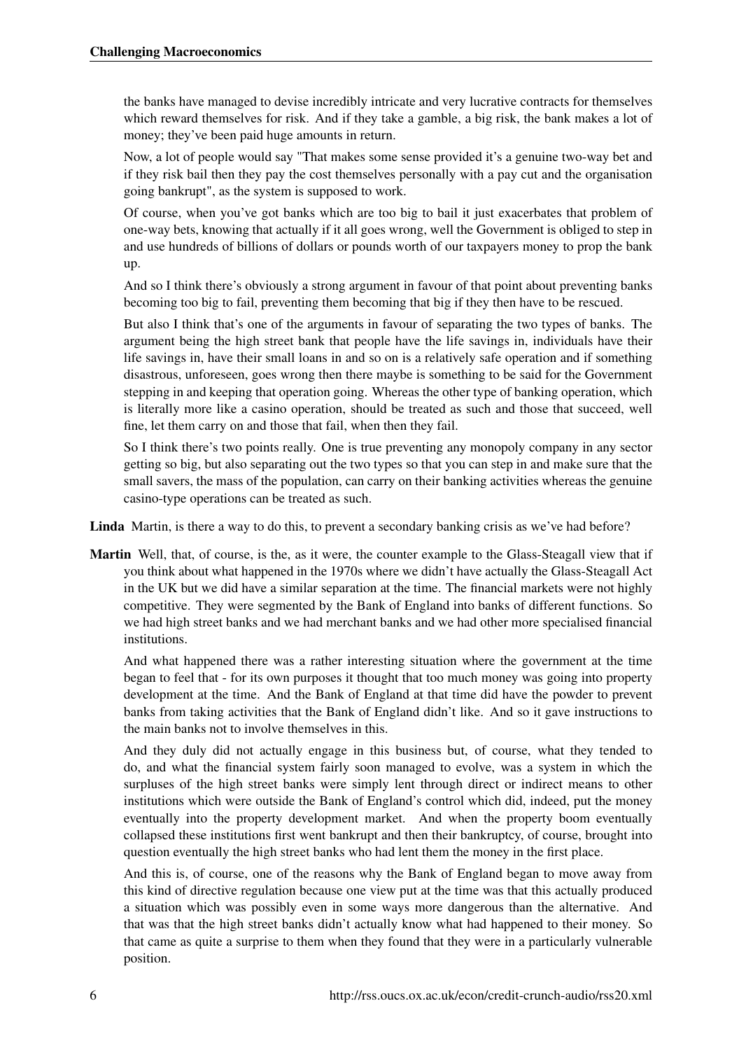the banks have managed to devise incredibly intricate and very lucrative contracts for themselves which reward themselves for risk. And if they take a gamble, a big risk, the bank makes a lot of money; they've been paid huge amounts in return.

Now, a lot of people would say "That makes some sense provided it's a genuine two-way bet and if they risk bail then they pay the cost themselves personally with a pay cut and the organisation going bankrupt", as the system is supposed to work.

Of course, when you've got banks which are too big to bail it just exacerbates that problem of one-way bets, knowing that actually if it all goes wrong, well the Government is obliged to step in and use hundreds of billions of dollars or pounds worth of our taxpayers money to prop the bank up.

And so I think there's obviously a strong argument in favour of that point about preventing banks becoming too big to fail, preventing them becoming that big if they then have to be rescued.

But also I think that's one of the arguments in favour of separating the two types of banks. The argument being the high street bank that people have the life savings in, individuals have their life savings in, have their small loans in and so on is a relatively safe operation and if something disastrous, unforeseen, goes wrong then there maybe is something to be said for the Government stepping in and keeping that operation going. Whereas the other type of banking operation, which is literally more like a casino operation, should be treated as such and those that succeed, well fine, let them carry on and those that fail, when then they fail.

So I think there's two points really. One is true preventing any monopoly company in any sector getting so big, but also separating out the two types so that you can step in and make sure that the small savers, the mass of the population, can carry on their banking activities whereas the genuine casino-type operations can be treated as such.

**Linda** Martin, is there a way to do this, to prevent a secondary banking crisis as we've had before?

**Martin** Well, that, of course, is the, as it were, the counter example to the Glass-Steagall view that if you think about what happened in the 1970s where we didn't have actually the Glass-Steagall Act in the UK but we did have a similar separation at the time. The financial markets were not highly competitive. They were segmented by the Bank of England into banks of different functions. So we had high street banks and we had merchant banks and we had other more specialised financial institutions.

And what happened there was a rather interesting situation where the government at the time began to feel that - for its own purposes it thought that too much money was going into property development at the time. And the Bank of England at that time did have the powder to prevent banks from taking activities that the Bank of England didn't like. And so it gave instructions to the main banks not to involve themselves in this.

And they duly did not actually engage in this business but, of course, what they tended to do, and what the financial system fairly soon managed to evolve, was a system in which the surpluses of the high street banks were simply lent through direct or indirect means to other institutions which were outside the Bank of England's control which did, indeed, put the money eventually into the property development market. And when the property boom eventually collapsed these institutions first went bankrupt and then their bankruptcy, of course, brought into question eventually the high street banks who had lent them the money in the first place.

And this is, of course, one of the reasons why the Bank of England began to move away from this kind of directive regulation because one view put at the time was that this actually produced a situation which was possibly even in some ways more dangerous than the alternative. And that was that the high street banks didn't actually know what had happened to their money. So that came as quite a surprise to them when they found that they were in a particularly vulnerable position.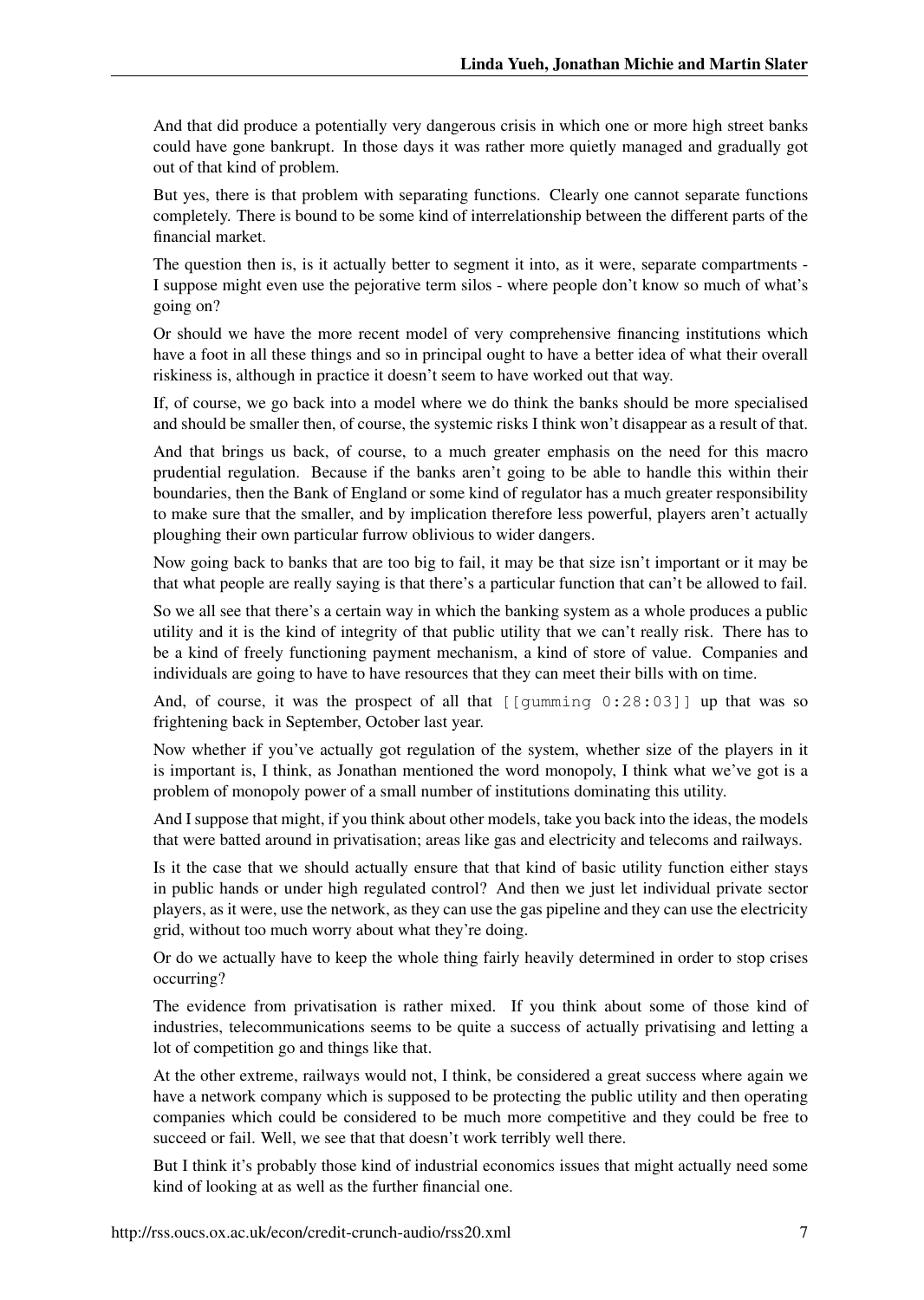And that did produce a potentially very dangerous crisis in which one or more high street banks could have gone bankrupt. In those days it was rather more quietly managed and gradually got out of that kind of problem.

But yes, there is that problem with separating functions. Clearly one cannot separate functions completely. There is bound to be some kind of interrelationship between the different parts of the financial market.

The question then is, is it actually better to segment it into, as it were, separate compartments - I suppose might even use the pejorative term silos - where people don't know so much of what's going on?

Or should we have the more recent model of very comprehensive financing institutions which have a foot in all these things and so in principal ought to have a better idea of what their overall riskiness is, although in practice it doesn't seem to have worked out that way.

If, of course, we go back into a model where we do think the banks should be more specialised and should be smaller then, of course, the systemic risks I think won't disappear as a result of that.

And that brings us back, of course, to a much greater emphasis on the need for this macro prudential regulation. Because if the banks aren't going to be able to handle this within their boundaries, then the Bank of England or some kind of regulator has a much greater responsibility to make sure that the smaller, and by implication therefore less powerful, players aren't actually ploughing their own particular furrow oblivious to wider dangers.

Now going back to banks that are too big to fail, it may be that size isn't important or it may be that what people are really saying is that there's a particular function that can't be allowed to fail.

So we all see that there's a certain way in which the banking system as a whole produces a public utility and it is the kind of integrity of that public utility that we can't really risk. There has to be a kind of freely functioning payment mechanism, a kind of store of value. Companies and individuals are going to have to have resources that they can meet their bills with on time.

And, of course, it was the prospect of all that [[gumming 0:28:03]] up that was so frightening back in September, October last year.

Now whether if you've actually got regulation of the system, whether size of the players in it is important is, I think, as Jonathan mentioned the word monopoly, I think what we've got is a problem of monopoly power of a small number of institutions dominating this utility.

And I suppose that might, if you think about other models, take you back into the ideas, the models that were batted around in privatisation; areas like gas and electricity and telecoms and railways.

Is it the case that we should actually ensure that that kind of basic utility function either stays in public hands or under high regulated control? And then we just let individual private sector players, as it were, use the network, as they can use the gas pipeline and they can use the electricity grid, without too much worry about what they're doing.

Or do we actually have to keep the whole thing fairly heavily determined in order to stop crises occurring?

The evidence from privatisation is rather mixed. If you think about some of those kind of industries, telecommunications seems to be quite a success of actually privatising and letting a lot of competition go and things like that.

At the other extreme, railways would not, I think, be considered a great success where again we have a network company which is supposed to be protecting the public utility and then operating companies which could be considered to be much more competitive and they could be free to succeed or fail. Well, we see that that doesn't work terribly well there.

But I think it's probably those kind of industrial economics issues that might actually need some kind of looking at as well as the further financial one.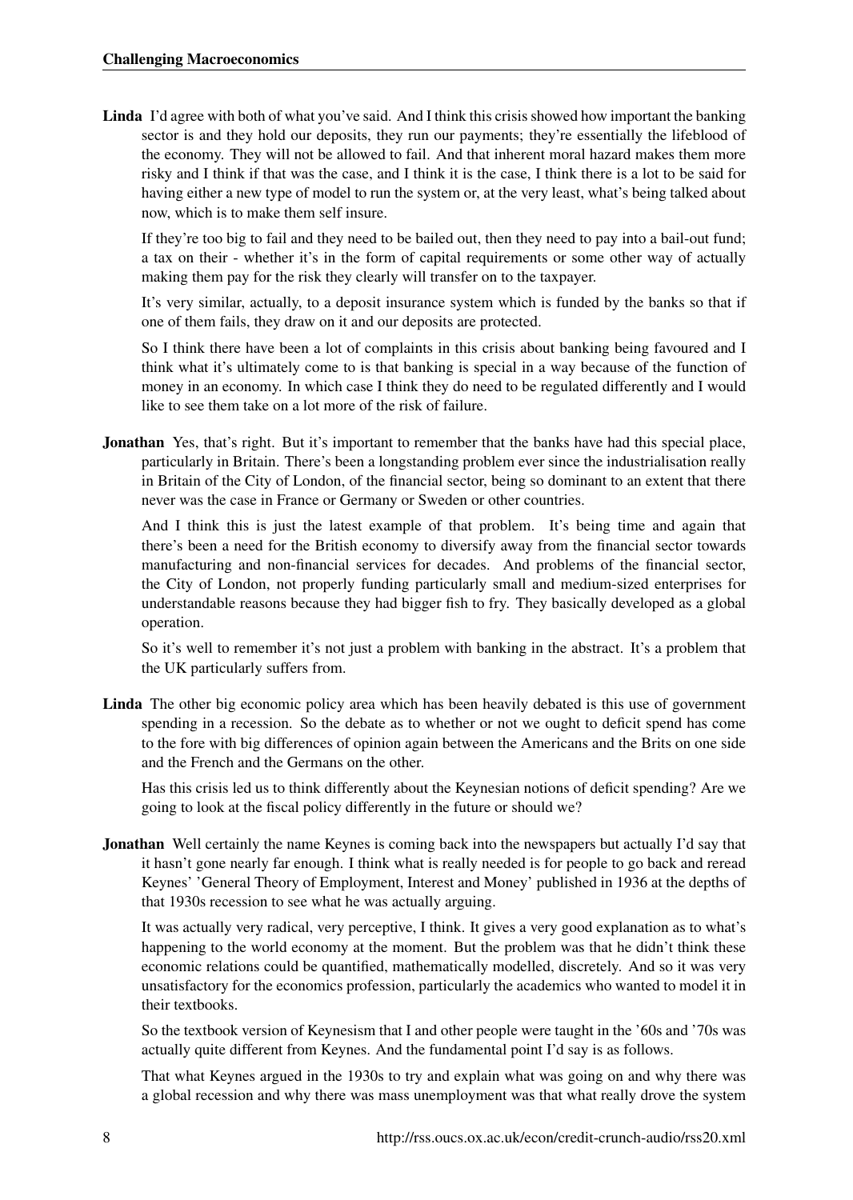**Linda** I'd agree with both of what you've said. And I think this crisis showed how important the banking sector is and they hold our deposits, they run our payments; they're essentially the lifeblood of the economy. They will not be allowed to fail. And that inherent moral hazard makes them more risky and I think if that was the case, and I think it is the case, I think there is a lot to be said for having either a new type of model to run the system or, at the very least, what's being talked about now, which is to make them self insure.

If they're too big to fail and they need to be bailed out, then they need to pay into a bail-out fund; a tax on their - whether it's in the form of capital requirements or some other way of actually making them pay for the risk they clearly will transfer on to the taxpayer.

It's very similar, actually, to a deposit insurance system which is funded by the banks so that if one of them fails, they draw on it and our deposits are protected.

So I think there have been a lot of complaints in this crisis about banking being favoured and I think what it's ultimately come to is that banking is special in a way because of the function of money in an economy. In which case I think they do need to be regulated differently and I would like to see them take on a lot more of the risk of failure.

**Jonathan** Yes, that's right. But it's important to remember that the banks have had this special place, particularly in Britain. There's been a longstanding problem ever since the industrialisation really in Britain of the City of London, of the financial sector, being so dominant to an extent that there never was the case in France or Germany or Sweden or other countries.

And I think this is just the latest example of that problem. It's being time and again that there's been a need for the British economy to diversify away from the financial sector towards manufacturing and non-financial services for decades. And problems of the financial sector, the City of London, not properly funding particularly small and medium-sized enterprises for understandable reasons because they had bigger fish to fry. They basically developed as a global operation.

So it's well to remember it's not just a problem with banking in the abstract. It's a problem that the UK particularly suffers from.

**Linda** The other big economic policy area which has been heavily debated is this use of government spending in a recession. So the debate as to whether or not we ought to deficit spend has come to the fore with big differences of opinion again between the Americans and the Brits on one side and the French and the Germans on the other.

Has this crisis led us to think differently about the Keynesian notions of deficit spending? Are we going to look at the fiscal policy differently in the future or should we?

**Jonathan** Well certainly the name Keynes is coming back into the newspapers but actually I'd say that it hasn't gone nearly far enough. I think what is really needed is for people to go back and reread Keynes' 'General Theory of Employment, Interest and Money' published in 1936 at the depths of that 1930s recession to see what he was actually arguing.

It was actually very radical, very perceptive, I think. It gives a very good explanation as to what's happening to the world economy at the moment. But the problem was that he didn't think these economic relations could be quantified, mathematically modelled, discretely. And so it was very unsatisfactory for the economics profession, particularly the academics who wanted to model it in their textbooks.

So the textbook version of Keynesism that I and other people were taught in the '60s and '70s was actually quite different from Keynes. And the fundamental point I'd say is as follows.

That what Keynes argued in the 1930s to try and explain what was going on and why there was a global recession and why there was mass unemployment was that what really drove the system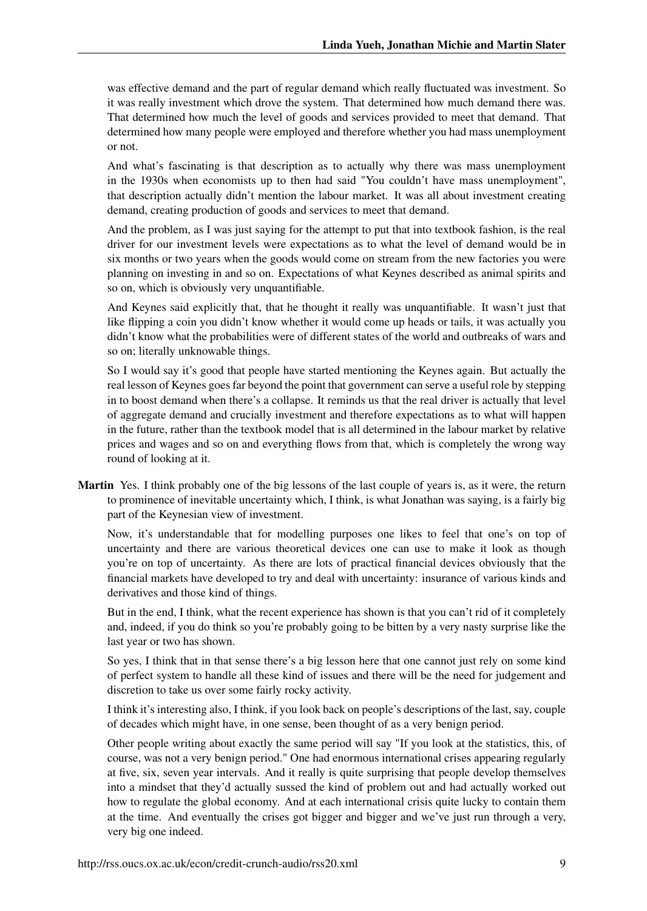was effective demand and the part of regular demand which really fluctuated was investment. So it was really investment which drove the system. That determined how much demand there was. That determined how much the level of goods and services provided to meet that demand. That determined how many people were employed and therefore whether you had mass unemployment or not.

And what's fascinating is that description as to actually why there was mass unemployment in the 1930s when economists up to then had said "You couldn't have mass unemployment", that description actually didn't mention the labour market. It was all about investment creating demand, creating production of goods and services to meet that demand.

And the problem, as I was just saying for the attempt to put that into textbook fashion, is the real driver for our investment levels were expectations as to what the level of demand would be in six months or two years when the goods would come on stream from the new factories you were planning on investing in and so on. Expectations of what Keynes described as animal spirits and so on, which is obviously very unquantifiable.

And Keynes said explicitly that, that he thought it really was unquantifiable. It wasn't just that like flipping a coin you didn't know whether it would come up heads or tails, it was actually you didn't know what the probabilities were of different states of the world and outbreaks of wars and so on; literally unknowable things.

So I would say it's good that people have started mentioning the Keynes again. But actually the real lesson of Keynes goes far beyond the point that government can serve a useful role by stepping in to boost demand when there's a collapse. It reminds us that the real driver is actually that level of aggregate demand and crucially investment and therefore expectations as to what will happen in the future, rather than the textbook model that is all determined in the labour market by relative prices and wages and so on and everything flows from that, which is completely the wrong way round of looking at it.

**Martin** Yes. I think probably one of the big lessons of the last couple of years is, as it were, the return to prominence of inevitable uncertainty which, I think, is what Jonathan was saying, is a fairly big part of the Keynesian view of investment.

Now, it's understandable that for modelling purposes one likes to feel that one's on top of uncertainty and there are various theoretical devices one can use to make it look as though you're on top of uncertainty. As there are lots of practical financial devices obviously that the financial markets have developed to try and deal with uncertainty: insurance of various kinds and derivatives and those kind of things.

But in the end, I think, what the recent experience has shown is that you can't rid of it completely and, indeed, if you do think so you're probably going to be bitten by a very nasty surprise like the last year or two has shown.

So yes, I think that in that sense there's a big lesson here that one cannot just rely on some kind of perfect system to handle all these kind of issues and there will be the need for judgement and discretion to take us over some fairly rocky activity.

I think it's interesting also, I think, if you look back on people's descriptions of the last, say, couple of decades which might have, in one sense, been thought of as a very benign period.

Other people writing about exactly the same period will say "If you look at the statistics, this, of course, was not a very benign period." One had enormous international crises appearing regularly at five, six, seven year intervals. And it really is quite surprising that people develop themselves into a mindset that they'd actually sussed the kind of problem out and had actually worked out how to regulate the global economy. And at each international crisis quite lucky to contain them at the time. And eventually the crises got bigger and bigger and we've just run through a very, very big one indeed.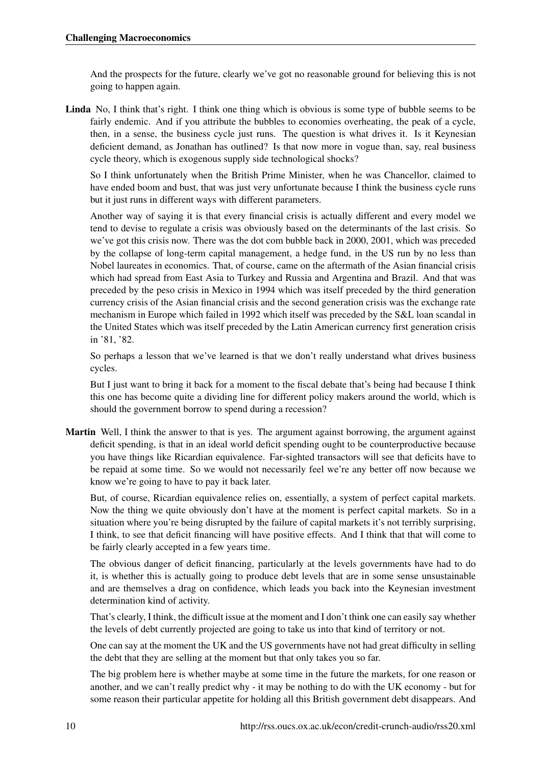And the prospects for the future, clearly we've got no reasonable ground for believing this is not going to happen again.

**Linda** No, I think that's right. I think one thing which is obvious is some type of bubble seems to be fairly endemic. And if you attribute the bubbles to economies overheating, the peak of a cycle, then, in a sense, the business cycle just runs. The question is what drives it. Is it Keynesian deficient demand, as Jonathan has outlined? Is that now more in vogue than, say, real business cycle theory, which is exogenous supply side technological shocks?

So I think unfortunately when the British Prime Minister, when he was Chancellor, claimed to have ended boom and bust, that was just very unfortunate because I think the business cycle runs but it just runs in different ways with different parameters.

Another way of saying it is that every financial crisis is actually different and every model we tend to devise to regulate a crisis was obviously based on the determinants of the last crisis. So we've got this crisis now. There was the dot com bubble back in 2000, 2001, which was preceded by the collapse of long-term capital management, a hedge fund, in the US run by no less than Nobel laureates in economics. That, of course, came on the aftermath of the Asian financial crisis which had spread from East Asia to Turkey and Russia and Argentina and Brazil. And that was preceded by the peso crisis in Mexico in 1994 which was itself preceded by the third generation currency crisis of the Asian financial crisis and the second generation crisis was the exchange rate mechanism in Europe which failed in 1992 which itself was preceded by the S&L loan scandal in the United States which was itself preceded by the Latin American currency first generation crisis in '81, '82.

So perhaps a lesson that we've learned is that we don't really understand what drives business cycles.

But I just want to bring it back for a moment to the fiscal debate that's being had because I think this one has become quite a dividing line for different policy makers around the world, which is should the government borrow to spend during a recession?

**Martin** Well, I think the answer to that is yes. The argument against borrowing, the argument against deficit spending, is that in an ideal world deficit spending ought to be counterproductive because you have things like Ricardian equivalence. Far-sighted transactors will see that deficits have to be repaid at some time. So we would not necessarily feel we're any better off now because we know we're going to have to pay it back later.

But, of course, Ricardian equivalence relies on, essentially, a system of perfect capital markets. Now the thing we quite obviously don't have at the moment is perfect capital markets. So in a situation where you're being disrupted by the failure of capital markets it's not terribly surprising, I think, to see that deficit financing will have positive effects. And I think that that will come to be fairly clearly accepted in a few years time.

The obvious danger of deficit financing, particularly at the levels governments have had to do it, is whether this is actually going to produce debt levels that are in some sense unsustainable and are themselves a drag on confidence, which leads you back into the Keynesian investment determination kind of activity.

That's clearly, I think, the difficult issue at the moment and I don't think one can easily say whether the levels of debt currently projected are going to take us into that kind of territory or not.

One can say at the moment the UK and the US governments have not had great difficulty in selling the debt that they are selling at the moment but that only takes you so far.

The big problem here is whether maybe at some time in the future the markets, for one reason or another, and we can't really predict why - it may be nothing to do with the UK economy - but for some reason their particular appetite for holding all this British government debt disappears. And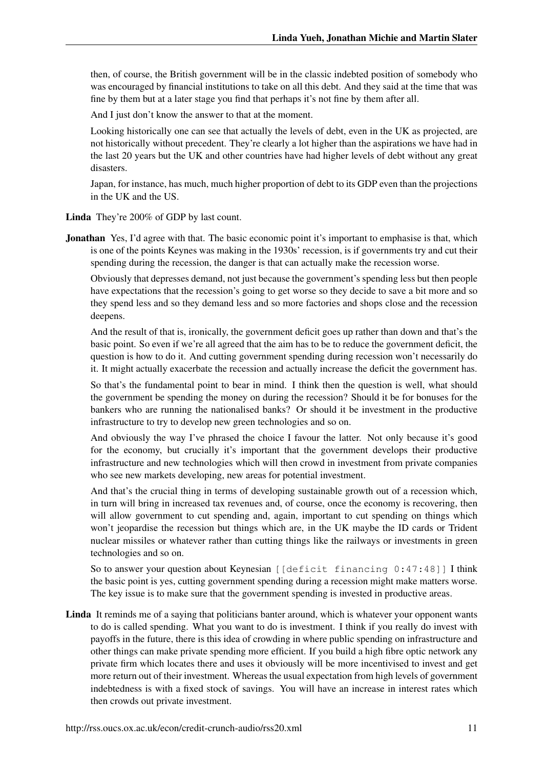then, of course, the British government will be in the classic indebted position of somebody who was encouraged by financial institutions to take on all this debt. And they said at the time that was fine by them but at a later stage you find that perhaps it's not fine by them after all.

And I just don't know the answer to that at the moment.

Looking historically one can see that actually the levels of debt, even in the UK as projected, are not historically without precedent. They're clearly a lot higher than the aspirations we have had in the last 20 years but the UK and other countries have had higher levels of debt without any great disasters.

Japan, for instance, has much, much higher proportion of debt to its GDP even than the projections in the UK and the US.

**Linda** They're 200% of GDP by last count.

**Jonathan** Yes, I'd agree with that. The basic economic point it's important to emphasise is that, which is one of the points Keynes was making in the 1930s' recession, is if governments try and cut their spending during the recession, the danger is that can actually make the recession worse.

Obviously that depresses demand, not just because the government's spending less but then people have expectations that the recession's going to get worse so they decide to save a bit more and so they spend less and so they demand less and so more factories and shops close and the recession deepens.

And the result of that is, ironically, the government deficit goes up rather than down and that's the basic point. So even if we're all agreed that the aim has to be to reduce the government deficit, the question is how to do it. And cutting government spending during recession won't necessarily do it. It might actually exacerbate the recession and actually increase the deficit the government has.

So that's the fundamental point to bear in mind. I think then the question is well, what should the government be spending the money on during the recession? Should it be for bonuses for the bankers who are running the nationalised banks? Or should it be investment in the productive infrastructure to try to develop new green technologies and so on.

And obviously the way I've phrased the choice I favour the latter. Not only because it's good for the economy, but crucially it's important that the government develops their productive infrastructure and new technologies which will then crowd in investment from private companies who see new markets developing, new areas for potential investment.

And that's the crucial thing in terms of developing sustainable growth out of a recession which, in turn will bring in increased tax revenues and, of course, once the economy is recovering, then will allow government to cut spending and, again, important to cut spending on things which won't jeopardise the recession but things which are, in the UK maybe the ID cards or Trident nuclear missiles or whatever rather than cutting things like the railways or investments in green technologies and so on.

So to answer your question about Keynesian `[[deficit financing 0:47:48]]` I think the basic point is yes, cutting government spending during a recession might make matters worse. The key issue is to make sure that the government spending is invested in productive areas.

**Linda** It reminds me of a saying that politicians banter around, which is whatever your opponent wants to do is called spending. What you want to do is investment. I think if you really do invest with payoffs in the future, there is this idea of crowding in where public spending on infrastructure and other things can make private spending more efficient. If you build a high fibre optic network any private firm which locates there and uses it obviously will be more incentivised to invest and get more return out of their investment. Whereas the usual expectation from high levels of government indebtedness is with a fixed stock of savings. You will have an increase in interest rates which then crowds out private investment.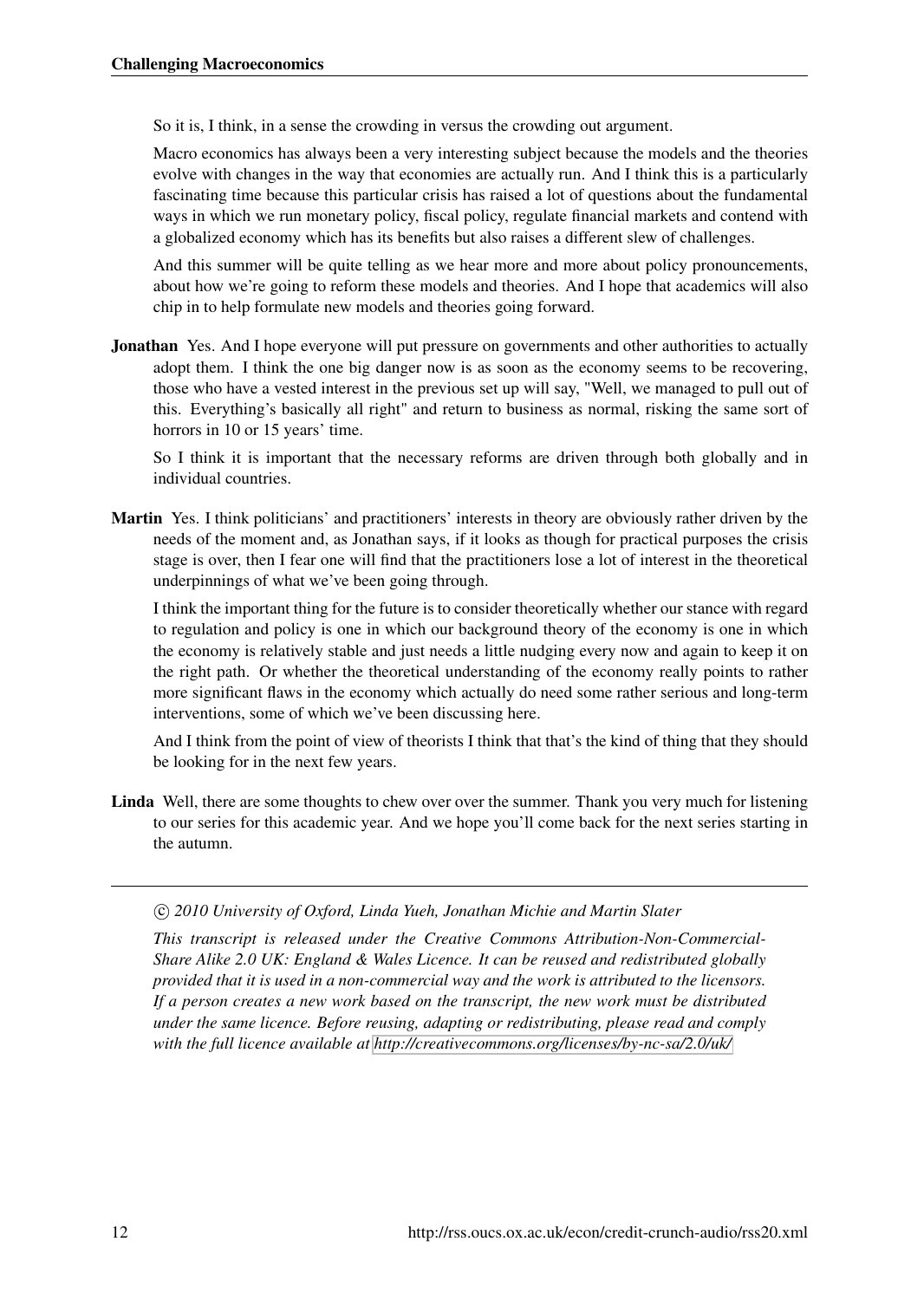So it is, I think, in a sense the crowding in versus the crowding out argument.

Macro economics has always been a very interesting subject because the models and the theories evolve with changes in the way that economies are actually run. And I think this is a particularly fascinating time because this particular crisis has raised a lot of questions about the fundamental ways in which we run monetary policy, fiscal policy, regulate financial markets and contend with a globalized economy which has its benefits but also raises a different slew of challenges.

And this summer will be quite telling as we hear more and more about policy pronouncements, about how we're going to reform these models and theories. And I hope that academics will also chip in to help formulate new models and theories going forward.

**Jonathan** Yes. And I hope everyone will put pressure on governments and other authorities to actually adopt them. I think the one big danger now is as soon as the economy seems to be recovering, those who have a vested interest in the previous set up will say, "Well, we managed to pull out of this. Everything's basically all right" and return to business as normal, risking the same sort of horrors in 10 or 15 years' time.

So I think it is important that the necessary reforms are driven through both globally and in individual countries.

**Martin** Yes. I think politicians' and practitioners' interests in theory are obviously rather driven by the needs of the moment and, as Jonathan says, if it looks as though for practical purposes the crisis stage is over, then I fear one will find that the practitioners lose a lot of interest in the theoretical underpinnings of what we've been going through.

I think the important thing for the future is to consider theoretically whether our stance with regard to regulation and policy is one in which our background theory of the economy is one in which the economy is relatively stable and just needs a little nudging every now and again to keep it on the right path. Or whether the theoretical understanding of the economy really points to rather more significant flaws in the economy which actually do need some rather serious and long-term interventions, some of which we've been discussing here.

And I think from the point of view of theorists I think that that's the kind of thing that they should be looking for in the next few years.

**Linda** Well, there are some thoughts to chew over over the summer. Thank you very much for listening to our series for this academic year. And we hope you'll come back for the next series starting in the autumn.

---

*© 2010 University of Oxford, Linda Yueh, Jonathan Michie and Martin Slater*

*This transcript is released under the Creative Commons Attribution-Non-Commercial-Share Alike 2.0 UK: England & Wales Licence. It can be reused and redistributed globally provided that it is used in a non-commercial way and the work is attributed to the licensors. If a person creates a new work based on the transcript, the new work must be distributed under the same licence. Before reusing, adapting or redistributing, please read and comply with the full licence available at http://creativecommons.org/licenses/by-nc-sa/2.0/uk/*